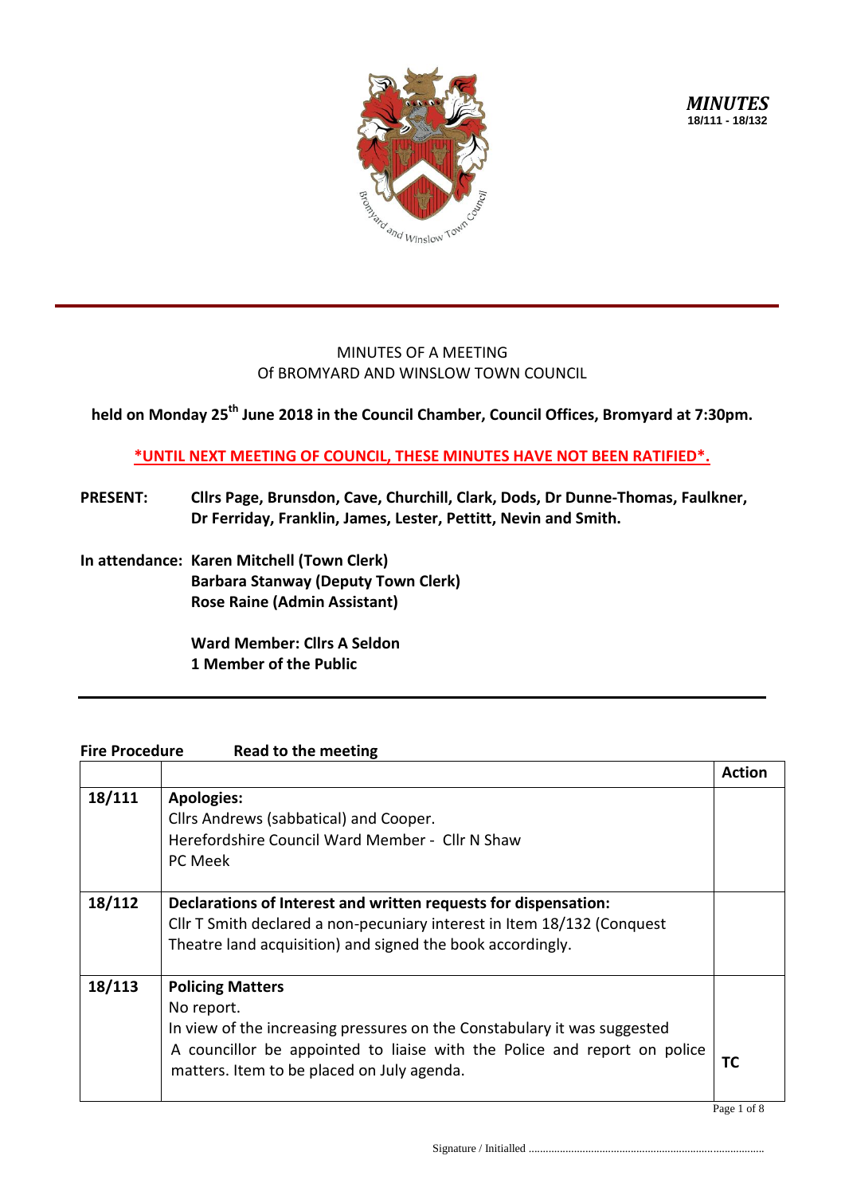***MINUTES***
**18/111 - 18/132**

MINUTES OF A MEETING
Of BROMYARD AND WINSLOW TOWN COUNCIL

**held on Monday 25th June 2018 in the Council Chamber, Council Offices, Bromyard at 7:30pm.**

**\*UNTIL NEXT MEETING OF COUNCIL, THESE MINUTES HAVE NOT BEEN RATIFIED\*.**

**PRESENT:** **Cllrs Page, Brunsdon, Cave, Churchill, Clark, Dods, Dr Dunne-Thomas, Faulkner, Dr Ferriday, Franklin, James, Lester, Pettitt, Nevin and Smith.**

**In attendance:** **Karen Mitchell (Town Clerk)**
**Barbara Stanway (Deputy Town Clerk)**
**Rose Raine (Admin Assistant)**

**Ward Member: Cllrs A Seldon**
**1 Member of the Public**

**Fire Procedure** **Read to the meeting**

| | | **Action** |
|---|---|---|
| **18/111** | **Apologies:**<br>Cllrs Andrews (sabbatical) and Cooper.<br>Herefordshire Council Ward Member - Cllr N Shaw<br>PC Meek | |
| **18/112** | **Declarations of Interest and written requests for dispensation:**<br>Cllr T Smith declared a non-pecuniary interest in Item 18/132 (Conquest Theatre land acquisition) and signed the book accordingly. | |
| **18/113** | **Policing Matters**<br>No report.<br>In view of the increasing pressures on the Constabulary it was suggested A councillor be appointed to liaise with the Police and report on police matters. Item to be placed on July agenda. | **TC** |

Signature / Initialled ..................................................................................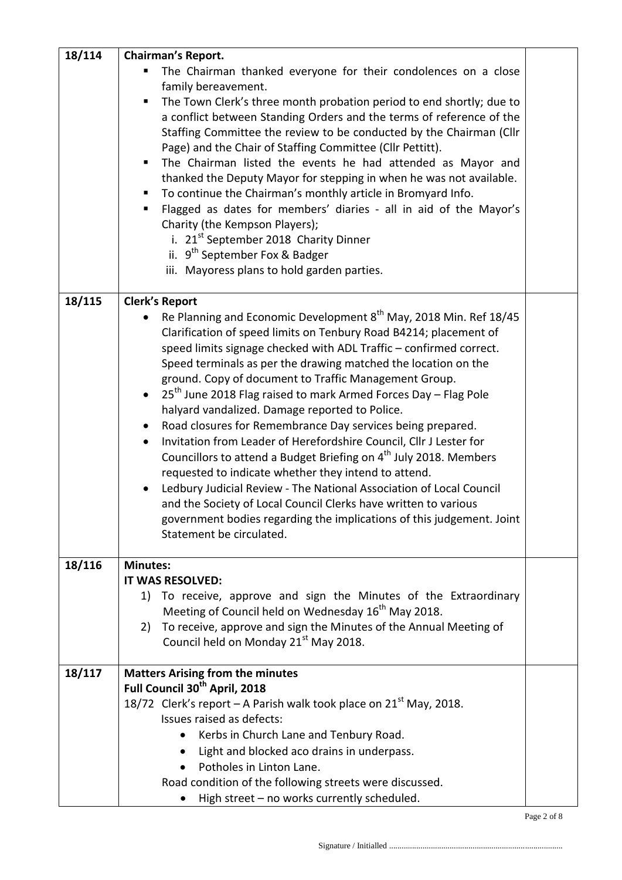| | | |
|---|---|---|
| 18/114 | **Chairman's Report.**<br>▪ The Chairman thanked everyone for their condolences on a close family bereavement.<br>▪ The Town Clerk's three month probation period to end shortly; due to a conflict between Standing Orders and the terms of reference of the Staffing Committee the review to be conducted by the Chairman (Cllr Page) and the Chair of Staffing Committee (Cllr Pettitt).<br>▪ The Chairman listed the events he had attended as Mayor and thanked the Deputy Mayor for stepping in when he was not available.<br>▪ To continue the Chairman's monthly article in Bromyard Info.<br>▪ Flagged as dates for members' diaries - all in aid of the Mayor's Charity (the Kempson Players);<br>i. 21st September 2018 Charity Dinner<br>ii. 9th September Fox & Badger<br>iii. Mayoress plans to hold garden parties. | |
| 18/115 | **Clerk's Report**<br>• Re Planning and Economic Development 8th May, 2018 Min. Ref 18/45 Clarification of speed limits on Tenbury Road B4214; placement of speed limits signage checked with ADL Traffic – confirmed correct. Speed terminals as per the drawing matched the location on the ground. Copy of document to Traffic Management Group.<br>• 25th June 2018 Flag raised to mark Armed Forces Day – Flag Pole halyard vandalized. Damage reported to Police.<br>• Road closures for Remembrance Day services being prepared.<br>• Invitation from Leader of Herefordshire Council, Cllr J Lester for Councillors to attend a Budget Briefing on 4th July 2018. Members requested to indicate whether they intend to attend.<br>• Ledbury Judicial Review - The National Association of Local Council and the Society of Local Council Clerks have written to various government bodies regarding the implications of this judgement. Joint Statement be circulated. | |
| 18/116 | **Minutes:**<br>**IT WAS RESOLVED:**<br>1) To receive, approve and sign the Minutes of the Extraordinary Meeting of Council held on Wednesday 16th May 2018.<br>2) To receive, approve and sign the Minutes of the Annual Meeting of Council held on Monday 21st May 2018. | |
| 18/117 | **Matters Arising from the minutes**<br>**Full Council 30th April, 2018**<br>18/72 Clerk's report – A Parish walk took place on 21st May, 2018.<br>Issues raised as defects:<br>• Kerbs in Church Lane and Tenbury Road.<br>• Light and blocked aco drains in underpass.<br>• Potholes in Linton Lane.<br>Road condition of the following streets were discussed.<br>• High street – no works currently scheduled. | |

Signature / Initialled ..................................................................................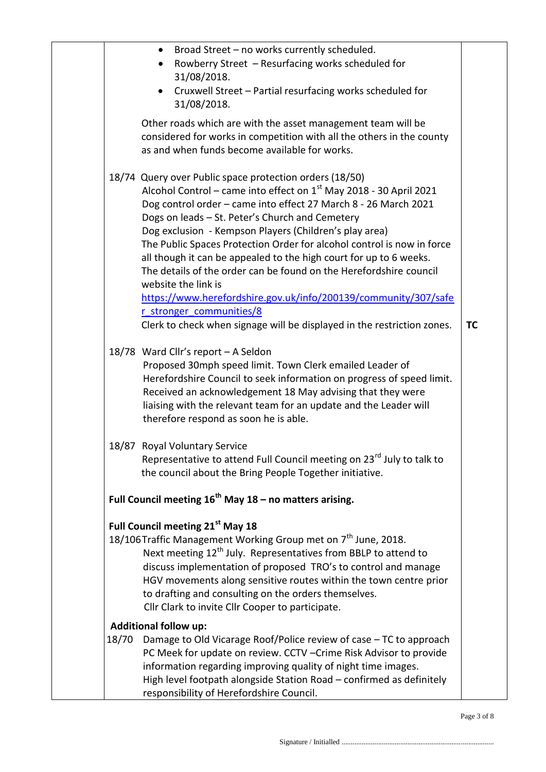| | | |
|---|---|---|
| | • Broad Street – no works currently scheduled.<br>• Rowberry Street – Resurfacing works scheduled for 31/08/2018.<br>• Cruxwell Street – Partial resurfacing works scheduled for 31/08/2018.<br><br>Other roads which are with the asset management team will be considered for works in competition with all the others in the county as and when funds become available for works.<br><br>18/74 Query over Public space protection orders (18/50)<br>Alcohol Control – came into effect on 1st May 2018 - 30 April 2021<br>Dog control order – came into effect 27 March 8 - 26 March 2021<br>Dogs on leads – St. Peter's Church and Cemetery<br>Dog exclusion - Kempson Players (Children's play area)<br>The Public Spaces Protection Order for alcohol control is now in force all though it can be appealed to the high court for up to 6 weeks.<br>The details of the order can be found on the Herefordshire council website the link is<br>https://www.herefordshire.gov.uk/info/200139/community/307/safer_stronger_communities/8<br>Clerk to check when signage will be displayed in the restriction zones. | **TC** |
| | 18/78 Ward Cllr's report – A Seldon<br>Proposed 30mph speed limit. Town Clerk emailed Leader of Herefordshire Council to seek information on progress of speed limit. Received an acknowledgement 18 May advising that they were liaising with the relevant team for an update and the Leader will therefore respond as soon he is able.<br><br>18/87 Royal Voluntary Service<br>Representative to attend Full Council meeting on 23rd July to talk to the council about the Bring People Together initiative.<br><br>**Full Council meeting 16th May 18 – no matters arising.**<br><br>**Full Council meeting 21st May 18**<br>18/106 Traffic Management Working Group met on 7th June, 2018.<br>Next meeting 12th July. Representatives from BBLP to attend to discuss implementation of proposed TRO's to control and manage HGV movements along sensitive routes within the town centre prior to drafting and consulting on the orders themselves.<br>Cllr Clark to invite Cllr Cooper to participate.<br><br>**Additional follow up:**<br>18/70 Damage to Old Vicarage Roof/Police review of case – TC to approach PC Meek for update on review. CCTV –Crime Risk Advisor to provide information regarding improving quality of night time images.<br>High level footpath alongside Station Road – confirmed as definitely responsibility of Herefordshire Council. | |

Signature / Initialled ..................................................................................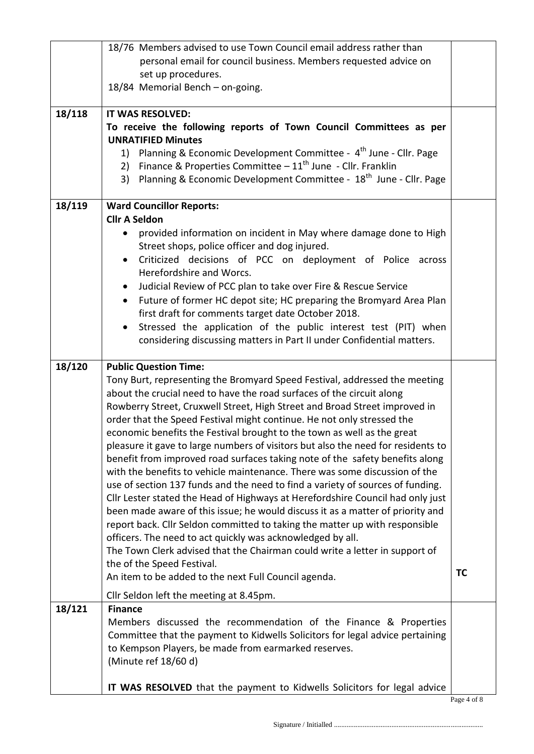| | | |
|---|---|---|
| | 18/76 Members advised to use Town Council email address rather than personal email for council business. Members requested advice on set up procedures.<br>18/84 Memorial Bench – on-going. | |
| 18/118 | **IT WAS RESOLVED:**<br>**To receive the following reports of Town Council Committees as per UNRATIFIED Minutes**<br>1) Planning & Economic Development Committee - 4th June - Cllr. Page<br>2) Finance & Properties Committee – 11th June - Cllr. Franklin<br>3) Planning & Economic Development Committee - 18th June - Cllr. Page | |
| 18/119 | **Ward Councillor Reports:**<br>**Cllr A Seldon**<br>• provided information on incident in May where damage done to High Street shops, police officer and dog injured.<br>• Criticized decisions of PCC on deployment of Police across Herefordshire and Worcs.<br>• Judicial Review of PCC plan to take over Fire & Rescue Service<br>• Future of former HC depot site; HC preparing the Bromyard Area Plan first draft for comments target date October 2018.<br>• Stressed the application of the public interest test (PIT) when considering discussing matters in Part II under Confidential matters. | |
| 18/120 | **Public Question Time:**<br>Tony Burt, representing the Bromyard Speed Festival, addressed the meeting about the crucial need to have the road surfaces of the circuit along Rowberry Street, Cruxwell Street, High Street and Broad Street improved in order that the Speed Festival might continue. He not only stressed the economic benefits the Festival brought to the town as well as the great pleasure it gave to large numbers of visitors but also the need for residents to benefit from improved road surfaces taking note of the safety benefits along with the benefits to vehicle maintenance. There was some discussion of the use of section 137 funds and the need to find a variety of sources of funding. Cllr Lester stated the Head of Highways at Herefordshire Council had only just been made aware of this issue; he would discuss it as a matter of priority and report back. Cllr Seldon committed to taking the matter up with responsible officers. The need to act quickly was acknowledged by all.<br>The Town Clerk advised that the Chairman could write a letter in support of the of the Speed Festival.<br>An item to be added to the next Full Council agenda.<br><br>Cllr Seldon left the meeting at 8.45pm. | TC |
| 18/121 | **Finance**<br>Members discussed the recommendation of the Finance & Properties Committee that the payment to Kidwells Solicitors for legal advice pertaining to Kempson Players, be made from earmarked reserves.<br>(Minute ref 18/60 d)<br><br>**IT WAS RESOLVED** that the payment to Kidwells Solicitors for legal advice | |

Signature / Initialled ..................................................................................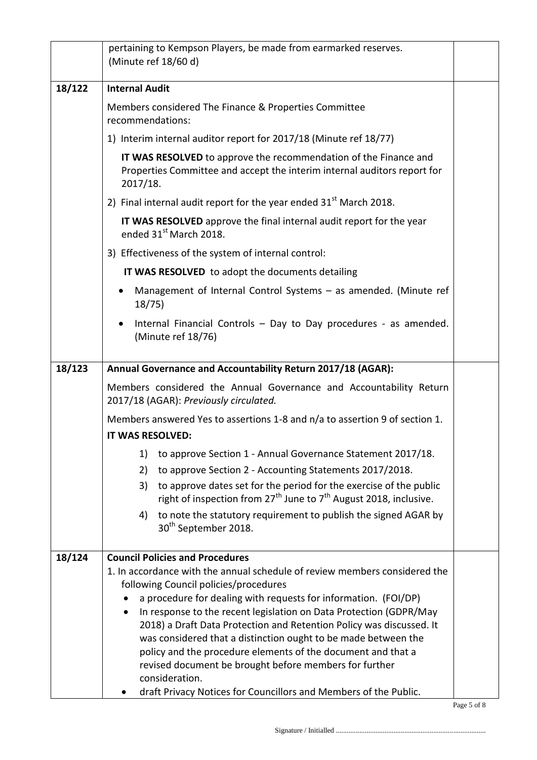| | | |
|---|---|---|
| | pertaining to Kempson Players, be made from earmarked reserves. (Minute ref 18/60 d) | |
| 18/122 | **Internal Audit**<br><br>Members considered The Finance & Properties Committee recommendations:<br><br>1) Interim internal auditor report for 2017/18 (Minute ref 18/77)<br><br>**IT WAS RESOLVED** to approve the recommendation of the Finance and Properties Committee and accept the interim internal auditors report for 2017/18.<br><br>2) Final internal audit report for the year ended 31st March 2018.<br><br>**IT WAS RESOLVED** approve the final internal audit report for the year ended 31st March 2018.<br><br>3) Effectiveness of the system of internal control:<br><br>**IT WAS RESOLVED** to adopt the documents detailing<br><br>• Management of Internal Control Systems – as amended. (Minute ref 18/75)<br><br>• Internal Financial Controls – Day to Day procedures - as amended. (Minute ref 18/76) | |
| 18/123 | **Annual Governance and Accountability Return 2017/18 (AGAR):**<br><br>Members considered the Annual Governance and Accountability Return 2017/18 (AGAR): *Previously circulated.*<br><br>Members answered Yes to assertions 1-8 and n/a to assertion 9 of section 1.<br><br>**IT WAS RESOLVED:**<br><br>1) to approve Section 1 - Annual Governance Statement 2017/18.<br>2) to approve Section 2 - Accounting Statements 2017/2018.<br>3) to approve dates set for the period for the exercise of the public right of inspection from 27th June to 7th August 2018, inclusive.<br>4) to note the statutory requirement to publish the signed AGAR by 30th September 2018. | |
| 18/124 | **Council Policies and Procedures**<br><br>1. In accordance with the annual schedule of review members considered the following Council policies/procedures<br><br>• a procedure for dealing with requests for information. (FOI/DP)<br>• In response to the recent legislation on Data Protection (GDPR/May 2018) a Draft Data Protection and Retention Policy was discussed. It was considered that a distinction ought to be made between the policy and the procedure elements of the document and that a revised document be brought before members for further consideration.<br>• draft Privacy Notices for Councillors and Members of the Public. | |

Signature / Initialled ...................................................................................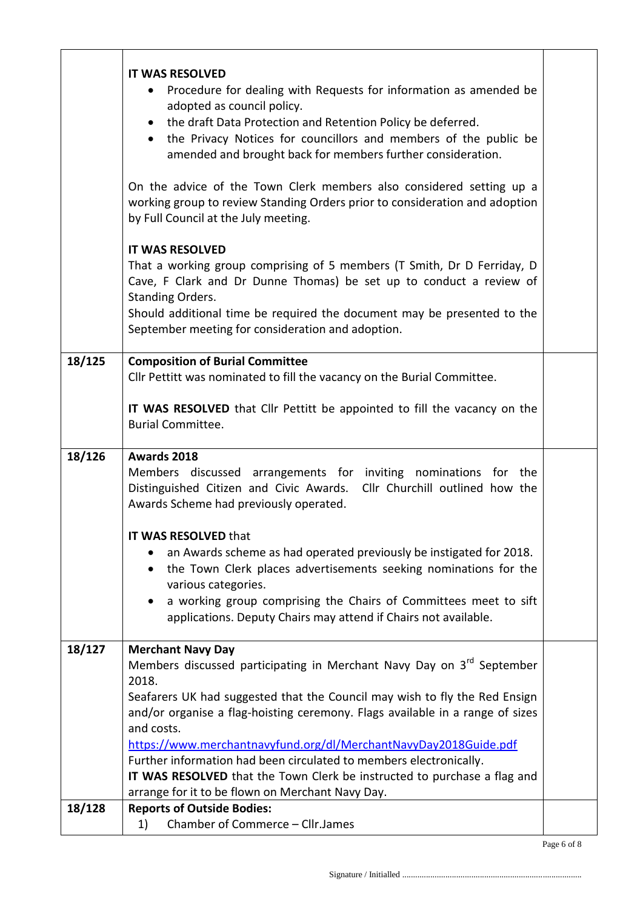| | | |
|---|---|---|
| | **IT WAS RESOLVED**<br>• Procedure for dealing with Requests for information as amended be adopted as council policy.<br>• the draft Data Protection and Retention Policy be deferred.<br>• the Privacy Notices for councillors and members of the public be amended and brought back for members further consideration.<br><br>On the advice of the Town Clerk members also considered setting up a working group to review Standing Orders prior to consideration and adoption by Full Council at the July meeting.<br><br>**IT WAS RESOLVED**<br>That a working group comprising of 5 members (T Smith, Dr D Ferriday, D Cave, F Clark and Dr Dunne Thomas) be set up to conduct a review of Standing Orders.<br>Should additional time be required the document may be presented to the September meeting for consideration and adoption. | |
| **18/125** | **Composition of Burial Committee**<br>Cllr Pettitt was nominated to fill the vacancy on the Burial Committee.<br><br>**IT WAS RESOLVED** that Cllr Pettitt be appointed to fill the vacancy on the Burial Committee. | |
| **18/126** | **Awards 2018**<br>Members discussed arrangements for inviting nominations for the Distinguished Citizen and Civic Awards. Cllr Churchill outlined how the Awards Scheme had previously operated.<br><br>**IT WAS RESOLVED** that<br>• an Awards scheme as had operated previously be instigated for 2018.<br>• the Town Clerk places advertisements seeking nominations for the various categories.<br>• a working group comprising the Chairs of Committees meet to sift applications. Deputy Chairs may attend if Chairs not available. | |
| **18/127** | **Merchant Navy Day**<br>Members discussed participating in Merchant Navy Day on 3rd September 2018.<br>Seafarers UK had suggested that the Council may wish to fly the Red Ensign and/or organise a flag-hoisting ceremony. Flags available in a range of sizes and costs.<br>https://www.merchantnavyfund.org/dl/MerchantNavyDay2018Guide.pdf<br>Further information had been circulated to members electronically.<br>**IT WAS RESOLVED** that the Town Clerk be instructed to purchase a flag and arrange for it to be flown on Merchant Navy Day. | |
| **18/128** | **Reports of Outside Bodies:**<br>1) Chamber of Commerce – Cllr.James | |

Signature / Initialled ..................................................................................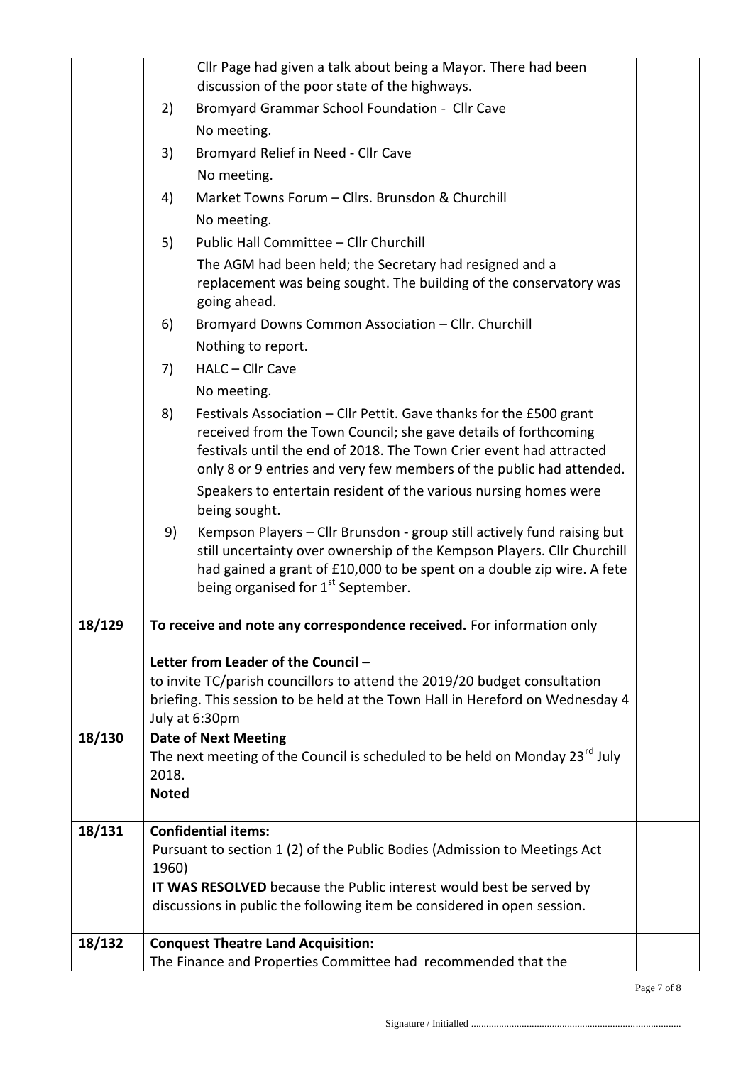| | | |
|---|---|---|
| | Cllr Page had given a talk about being a Mayor. There had been discussion of the poor state of the highways.<br>2) Bromyard Grammar School Foundation - Cllr Cave<br>No meeting.<br>3) Bromyard Relief in Need - Cllr Cave<br>No meeting.<br>4) Market Towns Forum – Cllrs. Brunsdon & Churchill<br>No meeting.<br>5) Public Hall Committee – Cllr Churchill<br>The AGM had been held; the Secretary had resigned and a replacement was being sought. The building of the conservatory was going ahead.<br>6) Bromyard Downs Common Association – Cllr. Churchill<br>Nothing to report.<br>7) HALC – Cllr Cave<br>No meeting.<br>8) Festivals Association – Cllr Pettit. Gave thanks for the £500 grant received from the Town Council; she gave details of forthcoming festivals until the end of 2018. The Town Crier event had attracted only 8 or 9 entries and very few members of the public had attended. Speakers to entertain resident of the various nursing homes were being sought.<br>9) Kempson Players – Cllr Brunsdon - group still actively fund raising but still uncertainty over ownership of the Kempson Players. Cllr Churchill had gained a grant of £10,000 to be spent on a double zip wire. A fete being organised for 1st September. | |
| 18/129 | **To receive and note any correspondence received.** For information only<br><br>**Letter from Leader of the Council –**<br>to invite TC/parish councillors to attend the 2019/20 budget consultation briefing. This session to be held at the Town Hall in Hereford on Wednesday 4 July at 6:30pm | |
| 18/130 | **Date of Next Meeting**<br>The next meeting of the Council is scheduled to be held on Monday 23rd July 2018.<br>**Noted** | |
| 18/131 | **Confidential items:**<br>Pursuant to section 1 (2) of the Public Bodies (Admission to Meetings Act 1960)<br>**IT WAS RESOLVED** because the Public interest would best be served by discussions in public the following item be considered in open session. | |
| 18/132 | **Conquest Theatre Land Acquisition:**<br>The Finance and Properties Committee had recommended that the | |

Signature / Initialled ...................................................................................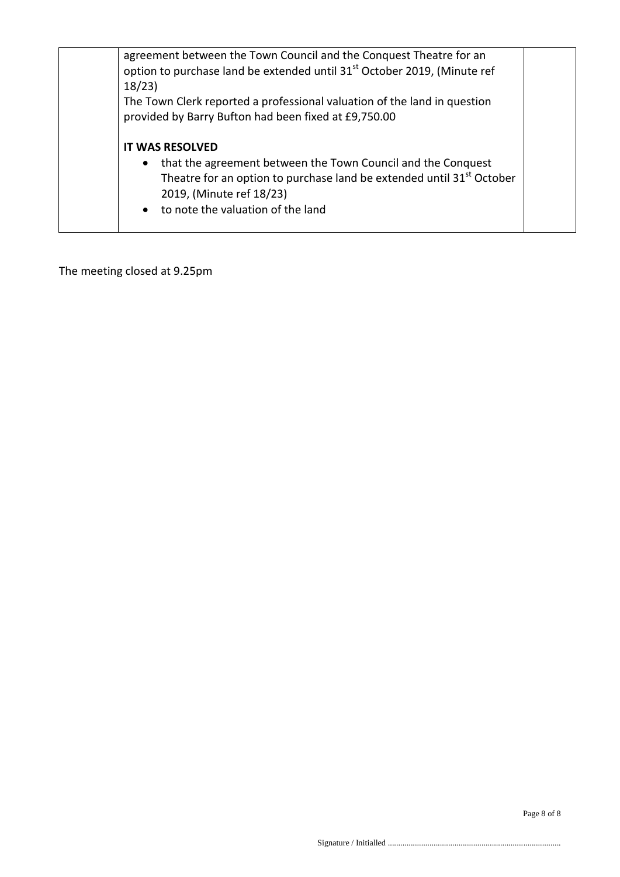| | | |
|---|---|---|
| | agreement between the Town Council and the Conquest Theatre for an option to purchase land be extended until 31st October 2019, (Minute ref 18/23)<br>The Town Clerk reported a professional valuation of the land in question provided by Barry Bufton had been fixed at £9,750.00<br><br>**IT WAS RESOLVED**<br>• that the agreement between the Town Council and the Conquest Theatre for an option to purchase land be extended until 31st October 2019, (Minute ref 18/23)<br>• to note the valuation of the land | |

The meeting closed at 9.25pm

Signature / Initialled ..................................................................................